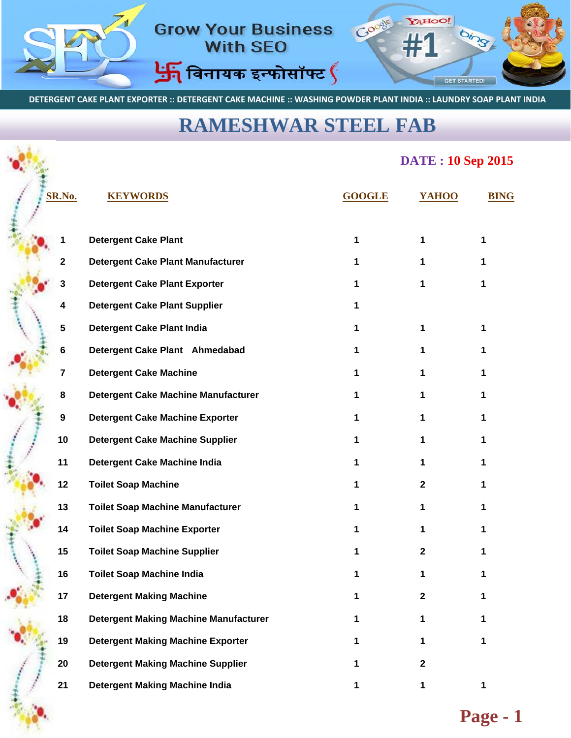Grow Your Business With SEO

विनायक इन्फोसॉफ्ट

DETERGENT CAKE PLANT EXPORTER :: DETERGENT CAKE MACHINE :: WASHING POWDER PLANT INDIA :: LAUNDRY SOAP PLANT INDIA

# RAMESHWAR STEEL FAB

**DATE : 10 Sep 2015**

| SR.No. | KEYWORDS | GOOGLE | YAHOO | BING |
|---|---|---|---|---|
| 1 | Detergent Cake Plant | 1 | 1 | 1 |
| 2 | Detergent Cake Plant Manufacturer | 1 | 1 | 1 |
| 3 | Detergent Cake Plant Exporter | 1 | 1 | 1 |
| 4 | Detergent Cake Plant Supplier | 1 | | |
| 5 | Detergent Cake Plant India | 1 | 1 | 1 |
| 6 | Detergent Cake Plant Ahmedabad | 1 | 1 | 1 |
| 7 | Detergent Cake Machine | 1 | 1 | 1 |
| 8 | Detergent Cake Machine Manufacturer | 1 | 1 | 1 |
| 9 | Detergent Cake Machine Exporter | 1 | 1 | 1 |
| 10 | Detergent Cake Machine Supplier | 1 | 1 | 1 |
| 11 | Detergent Cake Machine India | 1 | 1 | 1 |
| 12 | Toilet Soap Machine | 1 | 2 | 1 |
| 13 | Toilet Soap Machine Manufacturer | 1 | 1 | 1 |
| 14 | Toilet Soap Machine Exporter | 1 | 1 | 1 |
| 15 | Toilet Soap Machine Supplier | 1 | 2 | 1 |
| 16 | Toilet Soap Machine India | 1 | 1 | 1 |
| 17 | Detergent Making Machine | 1 | 2 | 1 |
| 18 | Detergent Making Machine Manufacturer | 1 | 1 | 1 |
| 19 | Detergent Making Machine Exporter | 1 | 1 | 1 |
| 20 | Detergent Making Machine Supplier | 1 | 2 | |
| 21 | Detergent Making Machine India | 1 | 1 | 1 |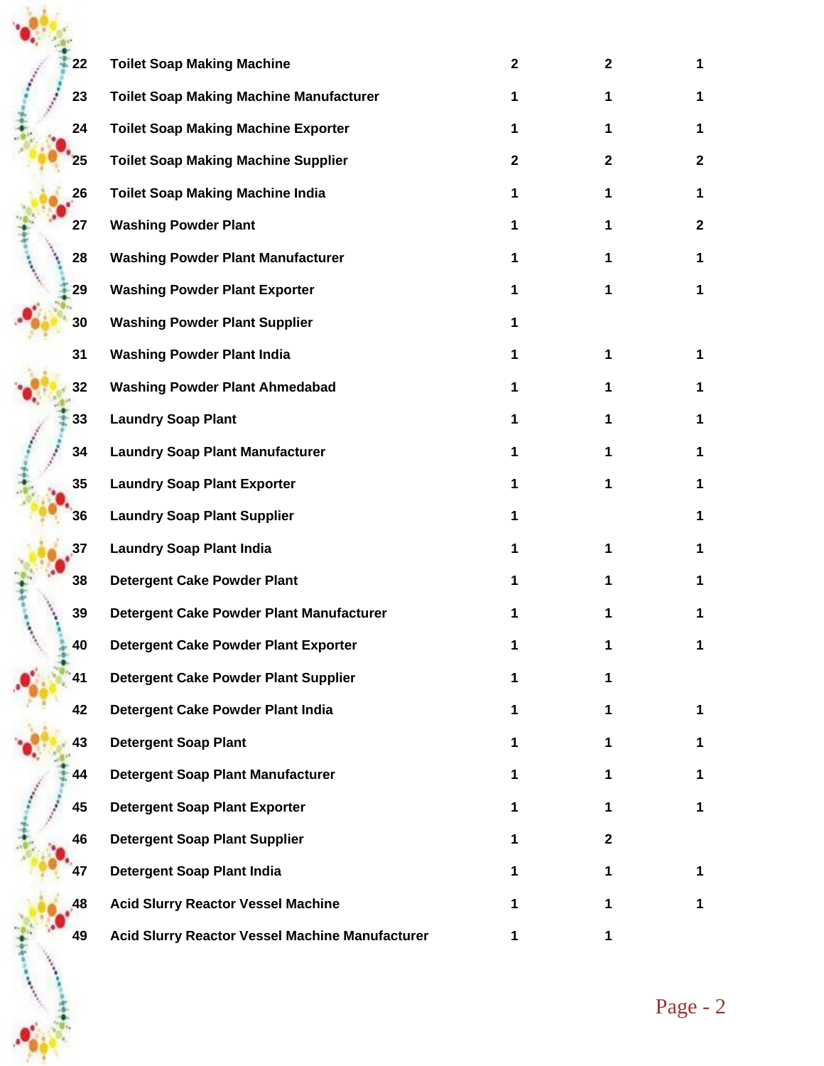| | | | | |
|---|---|---|---|---|
| 22 | Toilet Soap Making Machine | 2 | 2 | 1 |
| 23 | Toilet Soap Making Machine Manufacturer | 1 | 1 | 1 |
| 24 | Toilet Soap Making Machine Exporter | 1 | 1 | 1 |
| 25 | Toilet Soap Making Machine Supplier | 2 | 2 | 2 |
| 26 | Toilet Soap Making Machine India | 1 | 1 | 1 |
| 27 | Washing Powder Plant | 1 | 1 | 2 |
| 28 | Washing Powder Plant Manufacturer | 1 | 1 | 1 |
| 29 | Washing Powder Plant Exporter | 1 | 1 | 1 |
| 30 | Washing Powder Plant Supplier | 1 | | |
| 31 | Washing Powder Plant India | 1 | 1 | 1 |
| 32 | Washing Powder Plant Ahmedabad | 1 | 1 | 1 |
| 33 | Laundry Soap Plant | 1 | 1 | 1 |
| 34 | Laundry Soap Plant Manufacturer | 1 | 1 | 1 |
| 35 | Laundry Soap Plant Exporter | 1 | 1 | 1 |
| 36 | Laundry Soap Plant Supplier | 1 | | 1 |
| 37 | Laundry Soap Plant India | 1 | 1 | 1 |
| 38 | Detergent Cake Powder Plant | 1 | 1 | 1 |
| 39 | Detergent Cake Powder Plant Manufacturer | 1 | 1 | 1 |
| 40 | Detergent Cake Powder Plant Exporter | 1 | 1 | 1 |
| 41 | Detergent Cake Powder Plant Supplier | 1 | 1 | |
| 42 | Detergent Cake Powder Plant India | 1 | 1 | 1 |
| 43 | Detergent Soap Plant | 1 | 1 | 1 |
| 44 | Detergent Soap Plant Manufacturer | 1 | 1 | 1 |
| 45 | Detergent Soap Plant Exporter | 1 | 1 | 1 |
| 46 | Detergent Soap Plant Supplier | 1 | 2 | |
| 47 | Detergent Soap Plant India | 1 | 1 | 1 |
| 48 | Acid Slurry Reactor Vessel Machine | 1 | 1 | 1 |
| 49 | Acid Slurry Reactor Vessel Machine Manufacturer | 1 | 1 | |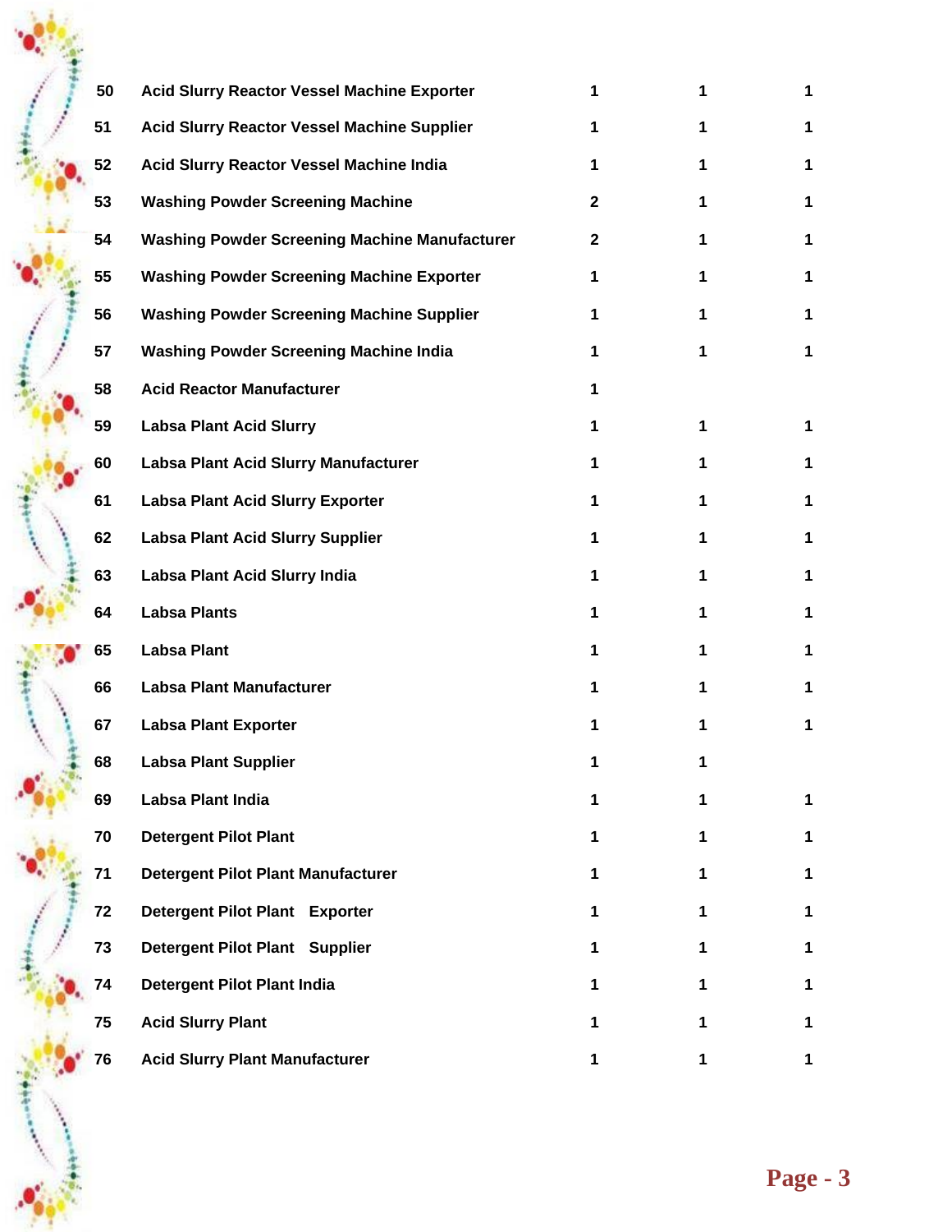| | | | | |
|---|---|---|---|---|
| 50 | Acid Slurry Reactor Vessel Machine Exporter | 1 | 1 | 1 |
| 51 | Acid Slurry Reactor Vessel Machine Supplier | 1 | 1 | 1 |
| 52 | Acid Slurry Reactor Vessel Machine India | 1 | 1 | 1 |
| 53 | Washing Powder Screening Machine | 2 | 1 | 1 |
| 54 | Washing Powder Screening Machine Manufacturer | 2 | 1 | 1 |
| 55 | Washing Powder Screening Machine Exporter | 1 | 1 | 1 |
| 56 | Washing Powder Screening Machine Supplier | 1 | 1 | 1 |
| 57 | Washing Powder Screening Machine India | 1 | 1 | 1 |
| 58 | Acid Reactor Manufacturer | 1 | | |
| 59 | Labsa Plant Acid Slurry | 1 | 1 | 1 |
| 60 | Labsa Plant Acid Slurry Manufacturer | 1 | 1 | 1 |
| 61 | Labsa Plant Acid Slurry Exporter | 1 | 1 | 1 |
| 62 | Labsa Plant Acid Slurry Supplier | 1 | 1 | 1 |
| 63 | Labsa Plant Acid Slurry India | 1 | 1 | 1 |
| 64 | Labsa Plants | 1 | 1 | 1 |
| 65 | Labsa Plant | 1 | 1 | 1 |
| 66 | Labsa Plant Manufacturer | 1 | 1 | 1 |
| 67 | Labsa Plant Exporter | 1 | 1 | 1 |
| 68 | Labsa Plant Supplier | 1 | 1 | |
| 69 | Labsa Plant India | 1 | 1 | 1 |
| 70 | Detergent Pilot Plant | 1 | 1 | 1 |
| 71 | Detergent Pilot Plant Manufacturer | 1 | 1 | 1 |
| 72 | Detergent Pilot Plant Exporter | 1 | 1 | 1 |
| 73 | Detergent Pilot Plant Supplier | 1 | 1 | 1 |
| 74 | Detergent Pilot Plant India | 1 | 1 | 1 |
| 75 | Acid Slurry Plant | 1 | 1 | 1 |
| 76 | Acid Slurry Plant Manufacturer | 1 | 1 | 1 |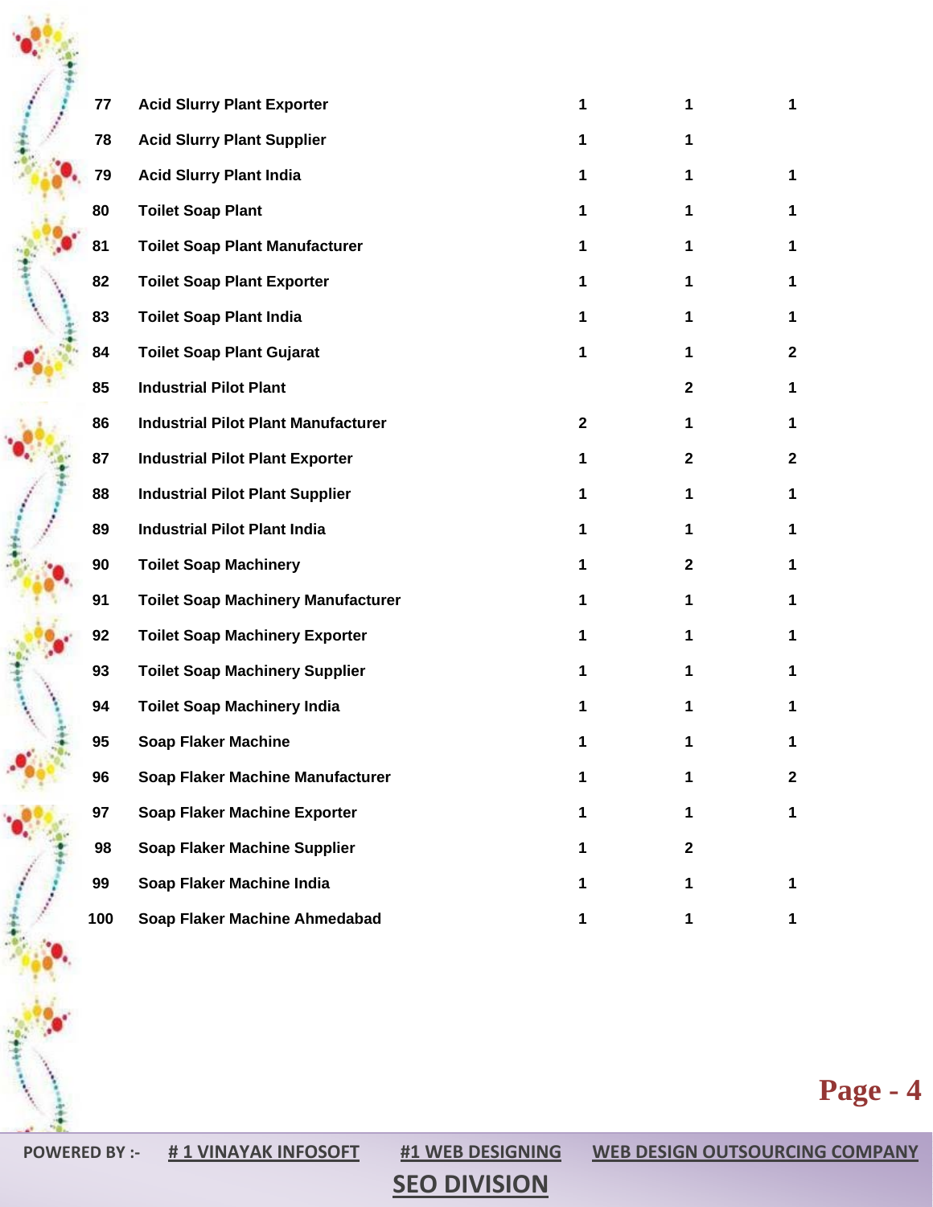| | | | | |
|---|---|---|---|---|
| 77 | Acid Slurry Plant Exporter | 1 | 1 | 1 |
| 78 | Acid Slurry Plant Supplier | 1 | 1 | |
| 79 | Acid Slurry Plant India | 1 | 1 | 1 |
| 80 | Toilet Soap Plant | 1 | 1 | 1 |
| 81 | Toilet Soap Plant Manufacturer | 1 | 1 | 1 |
| 82 | Toilet Soap Plant Exporter | 1 | 1 | 1 |
| 83 | Toilet Soap Plant India | 1 | 1 | 1 |
| 84 | Toilet Soap Plant Gujarat | 1 | 1 | 2 |
| 85 | Industrial Pilot Plant | | 2 | 1 |
| 86 | Industrial Pilot Plant Manufacturer | 2 | 1 | 1 |
| 87 | Industrial Pilot Plant Exporter | 1 | 2 | 2 |
| 88 | Industrial Pilot Plant Supplier | 1 | 1 | 1 |
| 89 | Industrial Pilot Plant India | 1 | 1 | 1 |
| 90 | Toilet Soap Machinery | 1 | 2 | 1 |
| 91 | Toilet Soap Machinery Manufacturer | 1 | 1 | 1 |
| 92 | Toilet Soap Machinery Exporter | 1 | 1 | 1 |
| 93 | Toilet Soap Machinery Supplier | 1 | 1 | 1 |
| 94 | Toilet Soap Machinery India | 1 | 1 | 1 |
| 95 | Soap Flaker Machine | 1 | 1 | 1 |
| 96 | Soap Flaker Machine Manufacturer | 1 | 1 | 2 |
| 97 | Soap Flaker Machine Exporter | 1 | 1 | 1 |
| 98 | Soap Flaker Machine Supplier | 1 | 2 | |
| 99 | Soap Flaker Machine India | 1 | 1 | 1 |
| 100 | Soap Flaker Machine Ahmedabad | 1 | 1 | 1 |